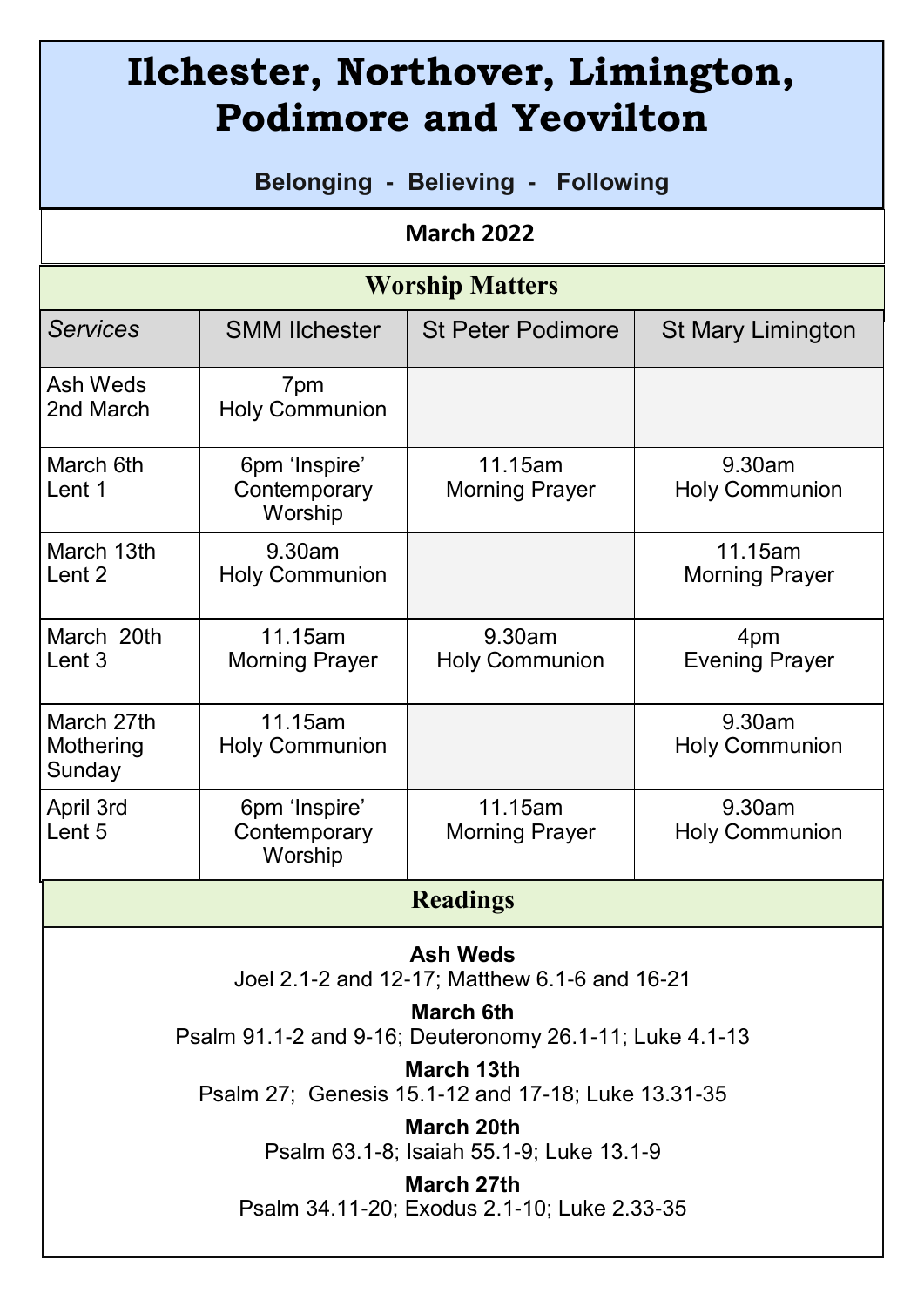# Ilchester, Northover, Limington, Podimore and Yeovilton

**Belonging - Believing - Following**

**March 2022**

## Worship Matters

| *Services* | SMM Ilchester | St Peter Podimore | St Mary Limington |
|---|---|---|---|
| Ash Weds 2nd March | 7pm Holy Communion | | |
| March 6th Lent 1 | 6pm 'Inspire' Contemporary Worship | 11.15am Morning Prayer | 9.30am Holy Communion |
| March 13th Lent 2 | 9.30am Holy Communion | | 11.15am Morning Prayer |
| March 20th Lent 3 | 11.15am Morning Prayer | 9.30am Holy Communion | 4pm Evening Prayer |
| March 27th Mothering Sunday | 11.15am Holy Communion | | 9.30am Holy Communion |
| April 3rd Lent 5 | 6pm 'Inspire' Contemporary Worship | 11.15am Morning Prayer | 9.30am Holy Communion |

## Readings

**Ash Weds**
Joel 2.1-2 and 12-17; Matthew 6.1-6 and 16-21

**March 6th**
Psalm 91.1-2 and 9-16; Deuteronomy 26.1-11; Luke 4.1-13

**March 13th**
Psalm 27; Genesis 15.1-12 and 17-18; Luke 13.31-35

**March 20th**
Psalm 63.1-8; Isaiah 55.1-9; Luke 13.1-9

**March 27th**
Psalm 34.11-20; Exodus 2.1-10; Luke 2.33-35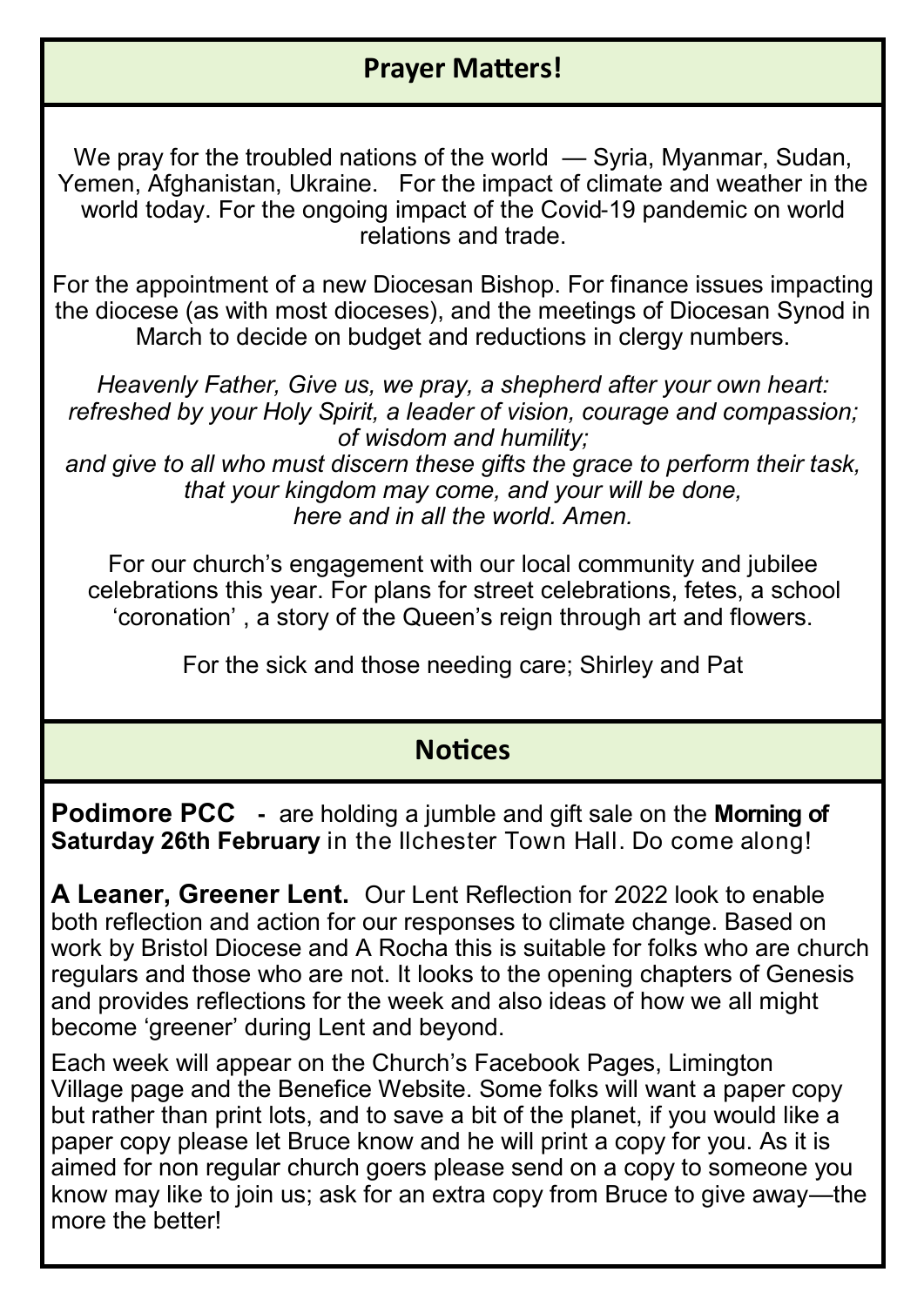## Prayer Matters!

We pray for the troubled nations of the world — Syria, Myanmar, Sudan, Yemen, Afghanistan, Ukraine. For the impact of climate and weather in the world today. For the ongoing impact of the Covid-19 pandemic on world relations and trade.

For the appointment of a new Diocesan Bishop. For finance issues impacting the diocese (as with most dioceses), and the meetings of Diocesan Synod in March to decide on budget and reductions in clergy numbers.

*Heavenly Father, Give us, we pray, a shepherd after your own heart: refreshed by your Holy Spirit, a leader of vision, courage and compassion; of wisdom and humility;*
*and give to all who must discern these gifts the grace to perform their task, that your kingdom may come, and your will be done, here and in all the world. Amen.*

For our church's engagement with our local community and jubilee celebrations this year. For plans for street celebrations, fetes, a school 'coronation' , a story of the Queen's reign through art and flowers.

For the sick and those needing care; Shirley and Pat

## Notices

**Podimore PCC** - are holding a jumble and gift sale on the **Morning of Saturday 26th February** in the Ilchester Town Hall. Do come along!

**A Leaner, Greener Lent.** Our Lent Reflection for 2022 look to enable both reflection and action for our responses to climate change. Based on work by Bristol Diocese and A Rocha this is suitable for folks who are church regulars and those who are not. It looks to the opening chapters of Genesis and provides reflections for the week and also ideas of how we all might become 'greener' during Lent and beyond.

Each week will appear on the Church's Facebook Pages, Limington Village page and the Benefice Website. Some folks will want a paper copy but rather than print lots, and to save a bit of the planet, if you would like a paper copy please let Bruce know and he will print a copy for you. As it is aimed for non regular church goers please send on a copy to someone you know may like to join us; ask for an extra copy from Bruce to give away—the more the better!